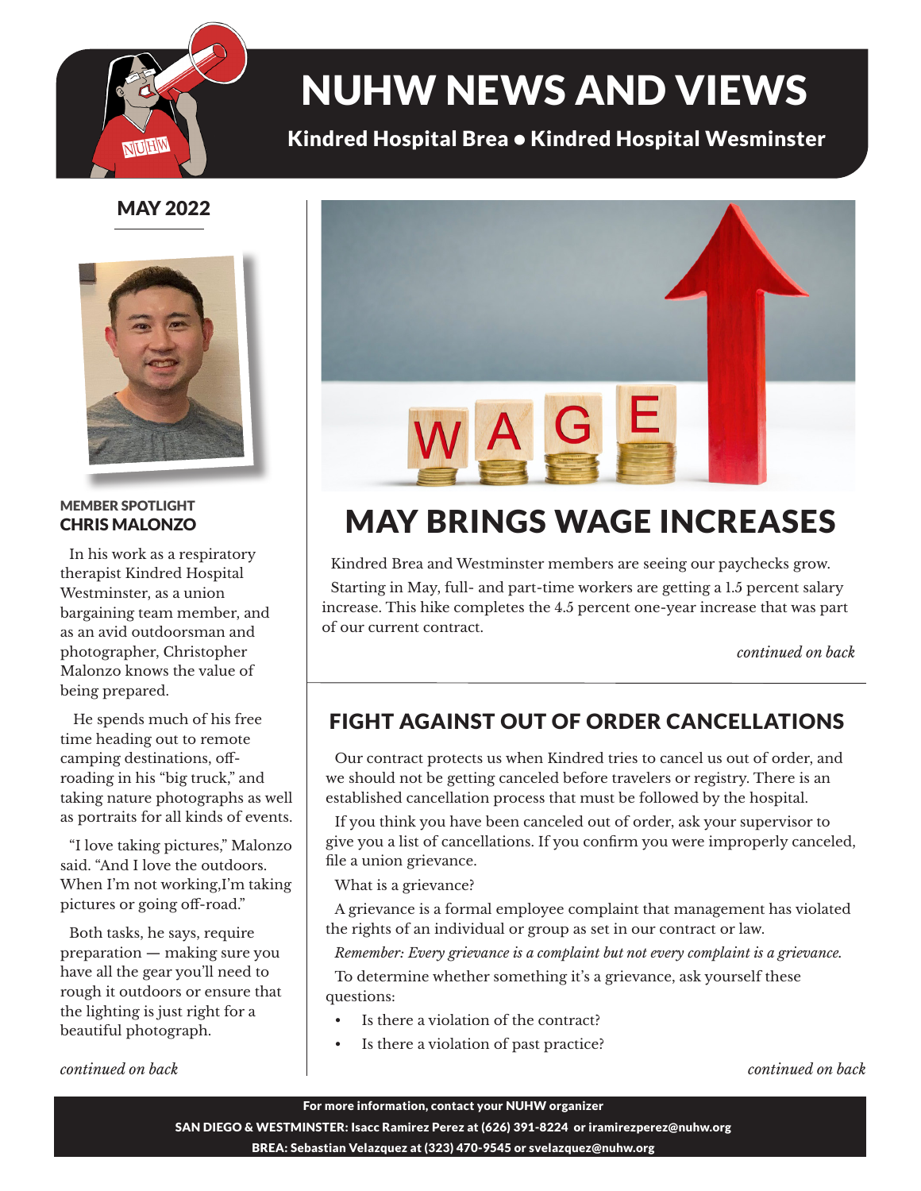# NUHW NEWS AND VIEWS

**Kindred Hospital Brea • Kindred Hospital Wesminster**

MAY 2022

## MAY BRINGS WAGE INCREASES

Kindred Brea and Westminster members are seeing our paychecks grow.

Starting in May, full- and part-time workers are getting a 1.5 percent salary increase. This hike completes the 4.5 percent one-year increase that was part of our current contract.

*continued on back*

## FIGHT AGAINST OUT OF ORDER CANCELLATIONS

Our contract protects us when Kindred tries to cancel us out of order, and we should not be getting canceled before travelers or registry. There is an established cancellation process that must be followed by the hospital.

If you think you have been canceled out of order, ask your supervisor to give you a list of cancellations. If you confirm you were improperly canceled, file a union grievance.

What is a grievance?

A grievance is a formal employee complaint that management has violated the rights of an individual or group as set in our contract or law.

*Remember: Every grievance is a complaint but not every complaint is a grievance.*

To determine whether something it's a grievance, ask yourself these questions:

- Is there a violation of the contract?
- Is there a violation of past practice?

*continued on back*

### MEMBER SPOTLIGHT
### CHRIS MALONZO

In his work as a respiratory therapist Kindred Hospital Westminster, as a union bargaining team member, and as an avid outdoorsman and photographer, Christopher Malonzo knows the value of being prepared.

He spends much of his free time heading out to remote camping destinations, off-roading in his "big truck," and taking nature photographs as well as portraits for all kinds of events.

"I love taking pictures," Malonzo said. "And I love the outdoors. When I'm not working,I'm taking pictures or going off-road."

Both tasks, he says, require preparation — making sure you have all the gear you'll need to rough it outdoors or ensure that the lighting is just right for a beautiful photograph.

*continued on back*

**For more information, contact your NUHW organizer**

**SAN DIEGO & WESTMINSTER: Isacc Ramirez Perez at (626) 391-8224 or iramirezperez@nuhw.org**

**BREA: Sebastian Velazquez at (323) 470-9545 or svelazquez@nuhw.org**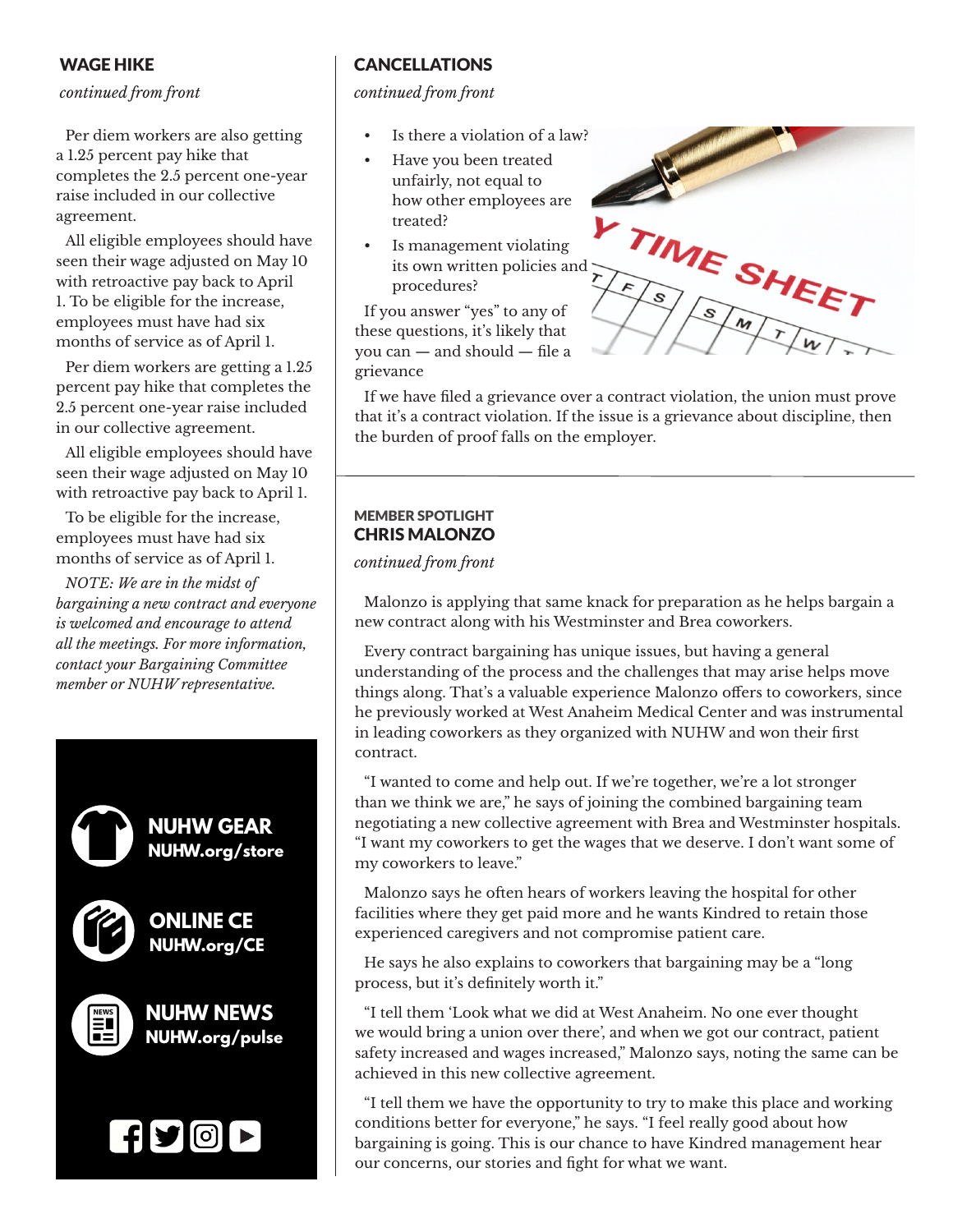## WAGE HIKE

*continued from front*

Per diem workers are also getting a 1.25 percent pay hike that completes the 2.5 percent one-year raise included in our collective agreement.

All eligible employees should have seen their wage adjusted on May 10 with retroactive pay back to April 1. To be eligible for the increase, employees must have had six months of service as of April 1.

Per diem workers are getting a 1.25 percent pay hike that completes the 2.5 percent one-year raise included in our collective agreement.

All eligible employees should have seen their wage adjusted on May 10 with retroactive pay back to April 1.

To be eligible for the increase, employees must have had six months of service as of April 1.

*NOTE: We are in the midst of bargaining a new contract and everyone is welcomed and encourage to attend all the meetings. For more information, contact your Bargaining Committee member or NUHW representative.*

**NUHW GEAR**
**NUHW.org/store**

**ONLINE CE**
**NUHW.org/CE**

**NUHW NEWS**
**NUHW.org/pulse**

## CANCELLATIONS

*continued from front*

- Is there a violation of a law?
- Have you been treated unfairly, not equal to how other employees are treated?
- Is management violating its own written policies and procedures?

If you answer "yes" to any of these questions, it's likely that you can — and should — file a grievance

If we have filed a grievance over a contract violation, the union must prove that it's a contract violation. If the issue is a grievance about discipline, then the burden of proof falls on the employer.

### MEMBER SPOTLIGHT
## CHRIS MALONZO

*continued from front*

Malonzo is applying that same knack for preparation as he helps bargain a new contract along with his Westminster and Brea coworkers.

Every contract bargaining has unique issues, but having a general understanding of the process and the challenges that may arise helps move things along. That's a valuable experience Malonzo offers to coworkers, since he previously worked at West Anaheim Medical Center and was instrumental in leading coworkers as they organized with NUHW and won their first contract.

"I wanted to come and help out. If we're together, we're a lot stronger than we think we are," he says of joining the combined bargaining team negotiating a new collective agreement with Brea and Westminster hospitals. "I want my coworkers to get the wages that we deserve. I don't want some of my coworkers to leave."

Malonzo says he often hears of workers leaving the hospital for other facilities where they get paid more and he wants Kindred to retain those experienced caregivers and not compromise patient care.

He says he also explains to coworkers that bargaining may be a "long process, but it's definitely worth it."

"I tell them 'Look what we did at West Anaheim. No one ever thought we would bring a union over there', and when we got our contract, patient safety increased and wages increased," Malonzo says, noting the same can be achieved in this new collective agreement.

"I tell them we have the opportunity to try to make this place and working conditions better for everyone," he says. "I feel really good about how bargaining is going. This is our chance to have Kindred management hear our concerns, our stories and fight for what we want.